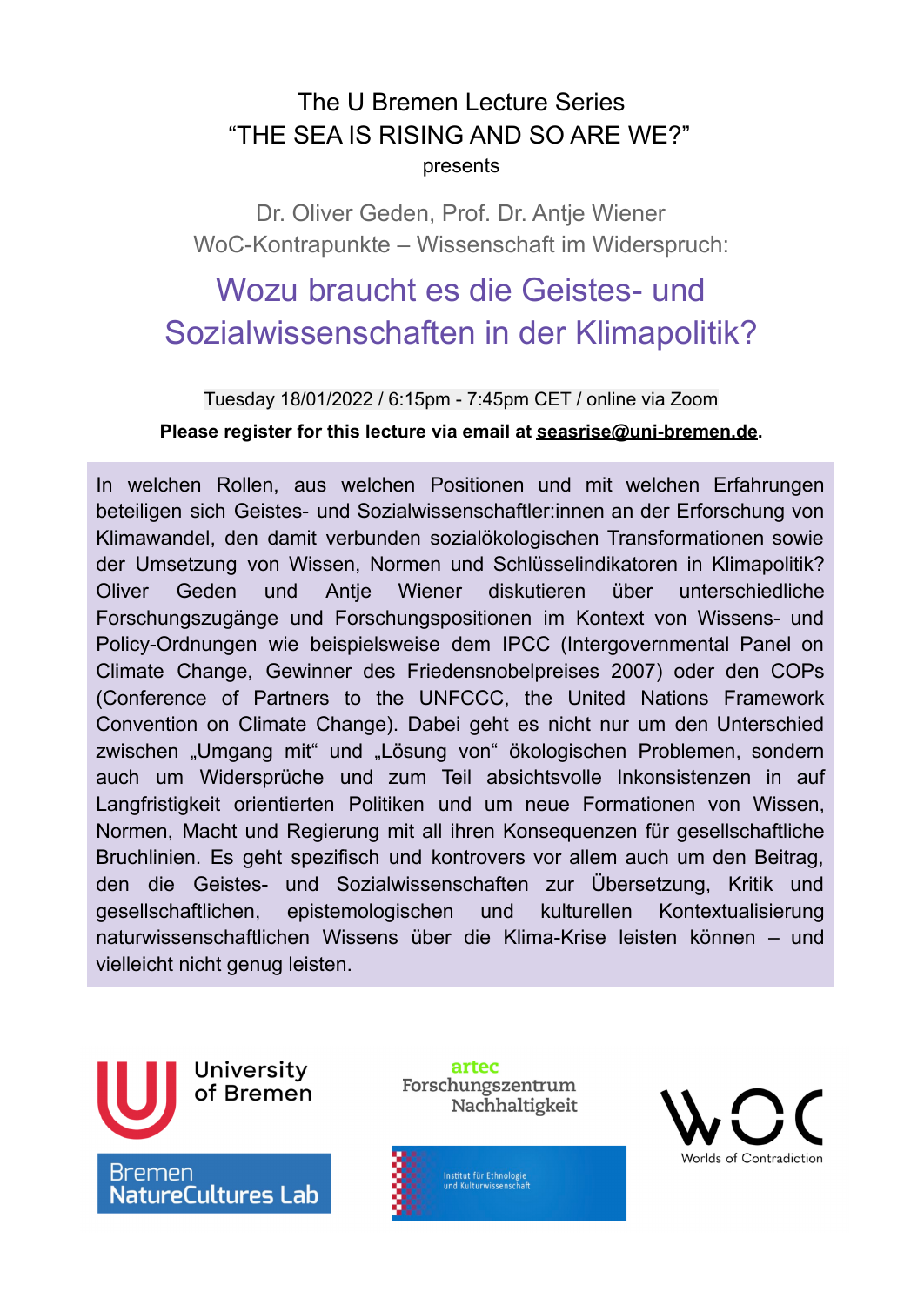The U Bremen Lecture Series
“THE SEA IS RISING AND SO ARE WE?”
presents

Dr. Oliver Geden, Prof. Dr. Antje Wiener
WoC-Kontrapunkte – Wissenschaft im Widerspruch:

# Wozu braucht es die Geistes- und Sozialwissenschaften in der Klimapolitik?

Tuesday 18/01/2022 / 6:15pm - 7:45pm CET / online via Zoom

**Please register for this lecture via email at seasrise@uni-bremen.de.**

In welchen Rollen, aus welchen Positionen und mit welchen Erfahrungen beteiligen sich Geistes- und Sozialwissenschaftler:innen an der Erforschung von Klimawandel, den damit verbunden sozialökologischen Transformationen sowie der Umsetzung von Wissen, Normen und Schlüsselindikatoren in Klimapolitik? Oliver Geden und Antje Wiener diskutieren über unterschiedliche Forschungszugänge und Forschungspositionen im Kontext von Wissens- und Policy-Ordnungen wie beispielsweise dem IPCC (Intergovernmental Panel on Climate Change, Gewinner des Friedensnobelpreises 2007) oder den COPs (Conference of Partners to the UNFCCC, the United Nations Framework Convention on Climate Change). Dabei geht es nicht nur um den Unterschied zwischen „Umgang mit“ und „Lösung von“ ökologischen Problemen, sondern auch um Widersprüche und zum Teil absichtsvolle Inkonsistenzen in auf Langfristigkeit orientierten Politiken und um neue Formationen von Wissen, Normen, Macht und Regierung mit all ihren Konsequenzen für gesellschaftliche Bruchlinien. Es geht spezifisch und kontrovers vor allem auch um den Beitrag, den die Geistes- und Sozialwissenschaften zur Übersetzung, Kritik und gesellschaftlichen, epistemologischen und kulturellen Kontextualisierung naturwissenschaftlichen Wissens über die Klima-Krise leisten können – und vielleicht nicht genug leisten.

University of Bremen

Bremen NatureCultures Lab

artec Forschungszentrum Nachhaltigkeit

Institut für Ethnologie und Kulturwissenschaft

WOC Worlds of Contradiction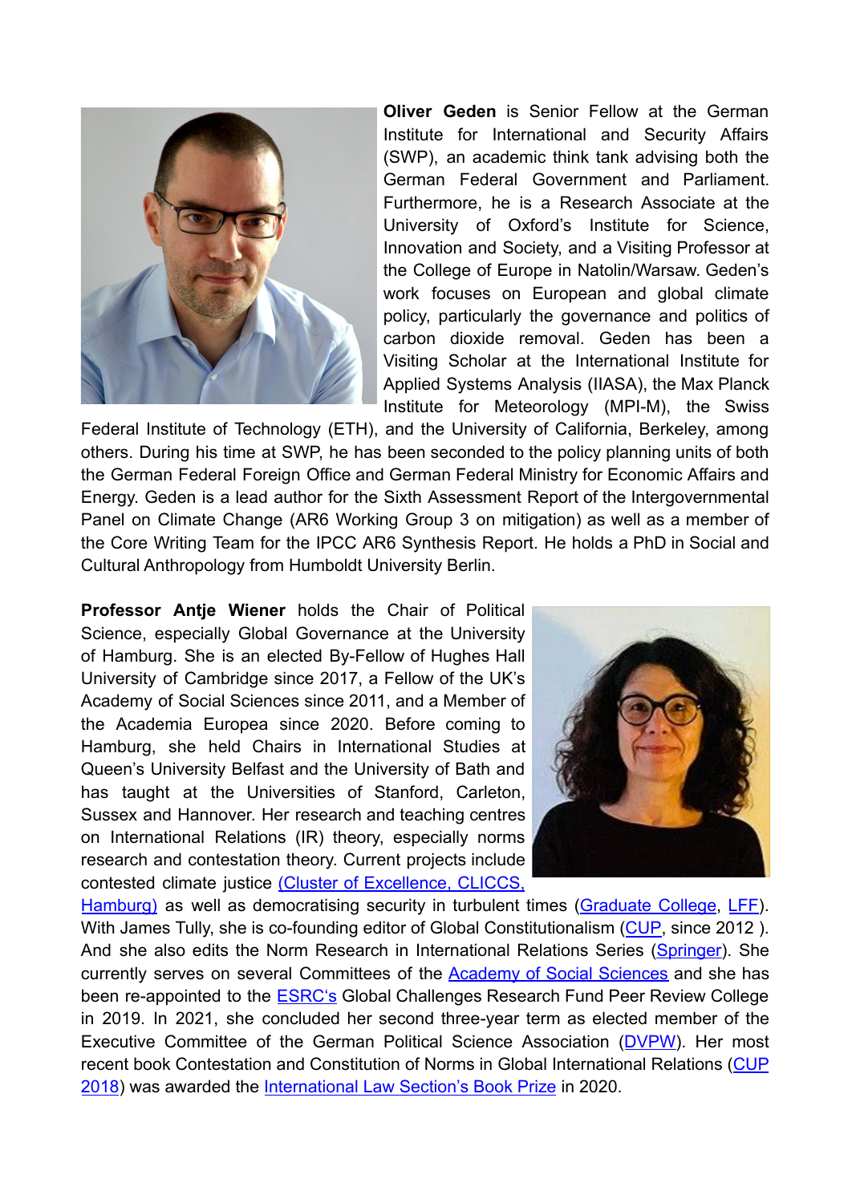**Oliver Geden** is Senior Fellow at the German Institute for International and Security Affairs (SWP), an academic think tank advising both the German Federal Government and Parliament. Furthermore, he is a Research Associate at the University of Oxford's Institute for Science, Innovation and Society, and a Visiting Professor at the College of Europe in Natolin/Warsaw. Geden's work focuses on European and global climate policy, particularly the governance and politics of carbon dioxide removal. Geden has been a Visiting Scholar at the International Institute for Applied Systems Analysis (IIASA), the Max Planck Institute for Meteorology (MPI-M), the Swiss Federal Institute of Technology (ETH), and the University of California, Berkeley, among others. During his time at SWP, he has been seconded to the policy planning units of both the German Federal Foreign Office and German Federal Ministry for Economic Affairs and Energy. Geden is a lead author for the Sixth Assessment Report of the Intergovernmental Panel on Climate Change (AR6 Working Group 3 on mitigation) as well as a member of the Core Writing Team for the IPCC AR6 Synthesis Report. He holds a PhD in Social and Cultural Anthropology from Humboldt University Berlin.

**Professor Antje Wiener** holds the Chair of Political Science, especially Global Governance at the University of Hamburg. She is an elected By-Fellow of Hughes Hall University of Cambridge since 2017, a Fellow of the UK's Academy of Social Sciences since 2011, and a Member of the Academia Europea since 2020. Before coming to Hamburg, she held Chairs in International Studies at Queen's University Belfast and the University of Bath and has taught at the Universities of Stanford, Carleton, Sussex and Hannover. Her research and teaching centres on International Relations (IR) theory, especially norms research and contestation theory. Current projects include contested climate justice (Cluster of Excellence, CLICCS, Hamburg) as well as democratising security in turbulent times (Graduate College, LFF). With James Tully, she is co-founding editor of Global Constitutionalism (CUP, since 2012 ). And she also edits the Norm Research in International Relations Series (Springer). She currently serves on several Committees of the Academy of Social Sciences and she has been re-appointed to the ESRC's Global Challenges Research Fund Peer Review College in 2019. In 2021, she concluded her second three-year term as elected member of the Executive Committee of the German Political Science Association (DVPW). Her most recent book Contestation and Constitution of Norms in Global International Relations (CUP 2018) was awarded the International Law Section's Book Prize in 2020.